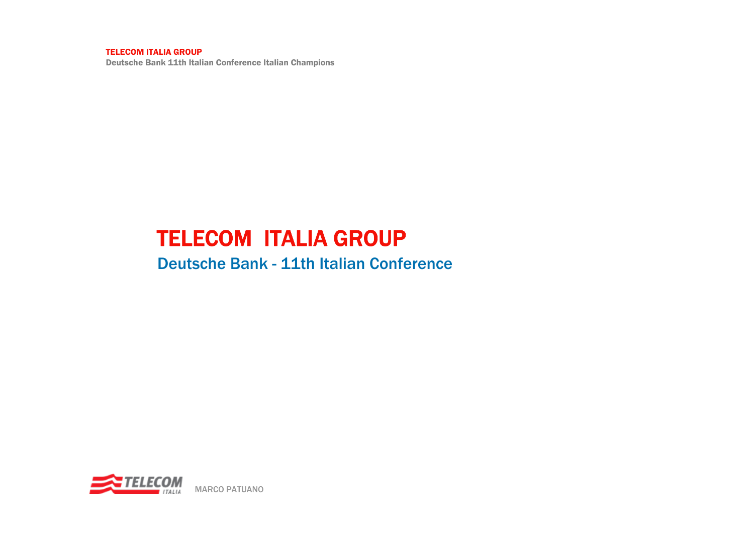TELECOM ITALIA GROUP

Deutsche Bank 11th Italian Conference Italian Champions

# TELECOM ITALIA GROUP

## Deutsche Bank - 11th Italian Conference

MARCO PATUANO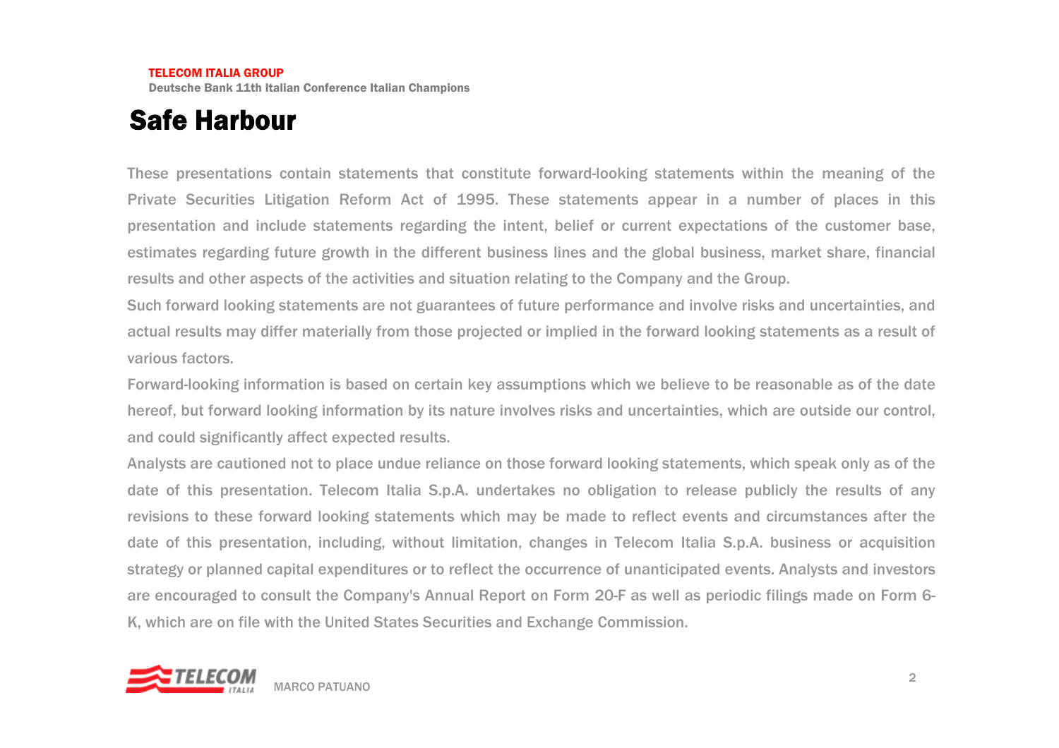# Safe Harbour

These presentations contain statements that constitute forward-looking statements within the meaning of the Private Securities Litigation Reform Act of 1995. These statements appear in a number of places in this presentation and include statements regarding the intent, belief or current expectations of the customer base, estimates regarding future growth in the different business lines and the global business, market share, financial results and other aspects of the activities and situation relating to the Company and the Group.

Such forward looking statements are not guarantees of future performance and involve risks and uncertainties, and actual results may differ materially from those projected or implied in the forward looking statements as a result of various factors.

Forward-looking information is based on certain key assumptions which we believe to be reasonable as of the date hereof, but forward looking information by its nature involves risks and uncertainties, which are outside our control, and could significantly affect expected results.

Analysts are cautioned not to place undue reliance on those forward looking statements, which speak only as of the date of this presentation. Telecom Italia S.p.A. undertakes no obligation to release publicly the results of any revisions to these forward looking statements which may be made to reflect events and circumstances after the date of this presentation, including, without limitation, changes in Telecom Italia S.p.A. business or acquisition strategy or planned capital expenditures or to reflect the occurrence of unanticipated events. Analysts and investors are encouraged to consult the Company's Annual Report on Form 20-F as well as periodic filings made on Form 6-K, which are on file with the United States Securities and Exchange Commission.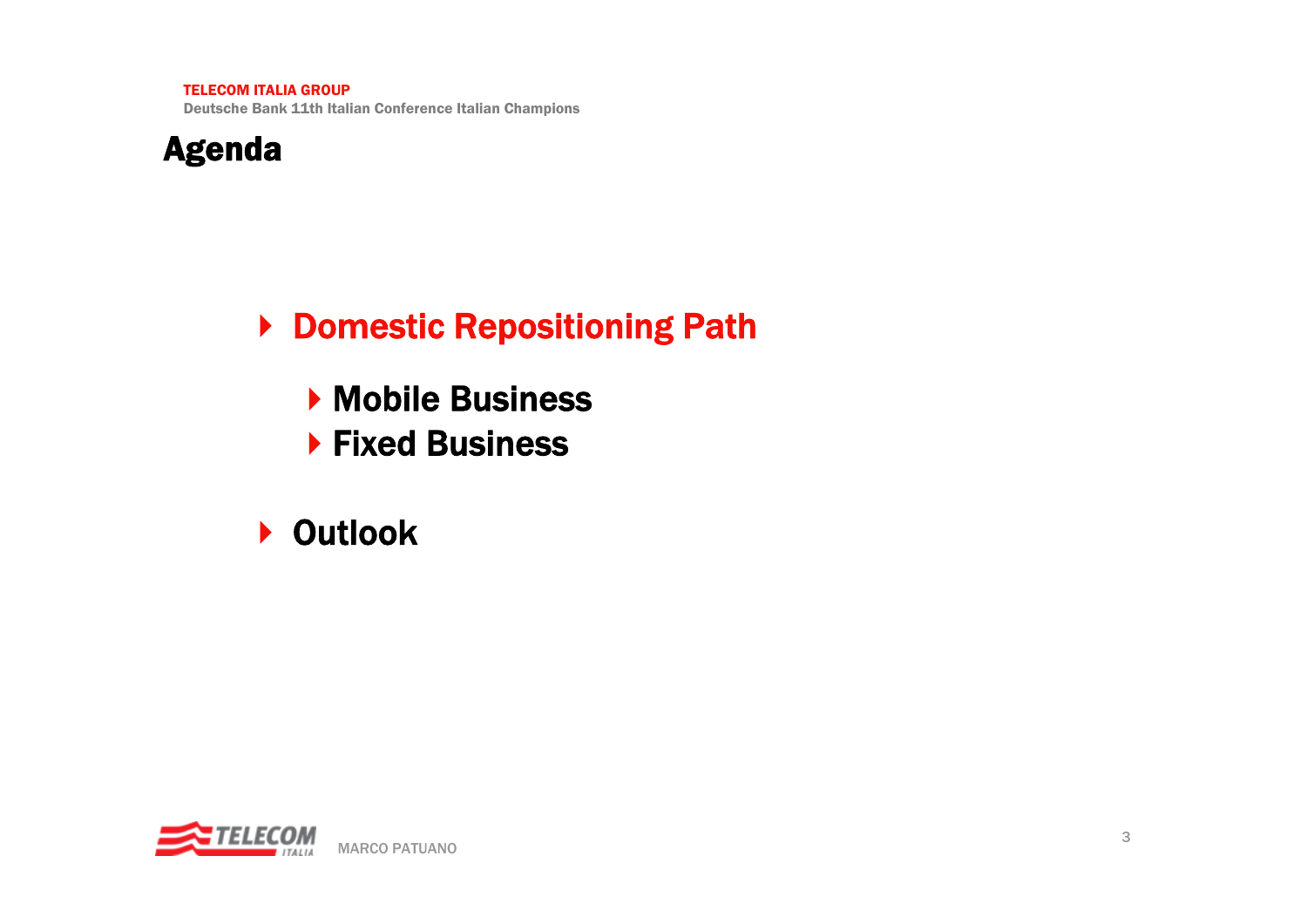# Agenda

- Domestic Repositioning Path
  - Mobile Business
  - Fixed Business
- Outlook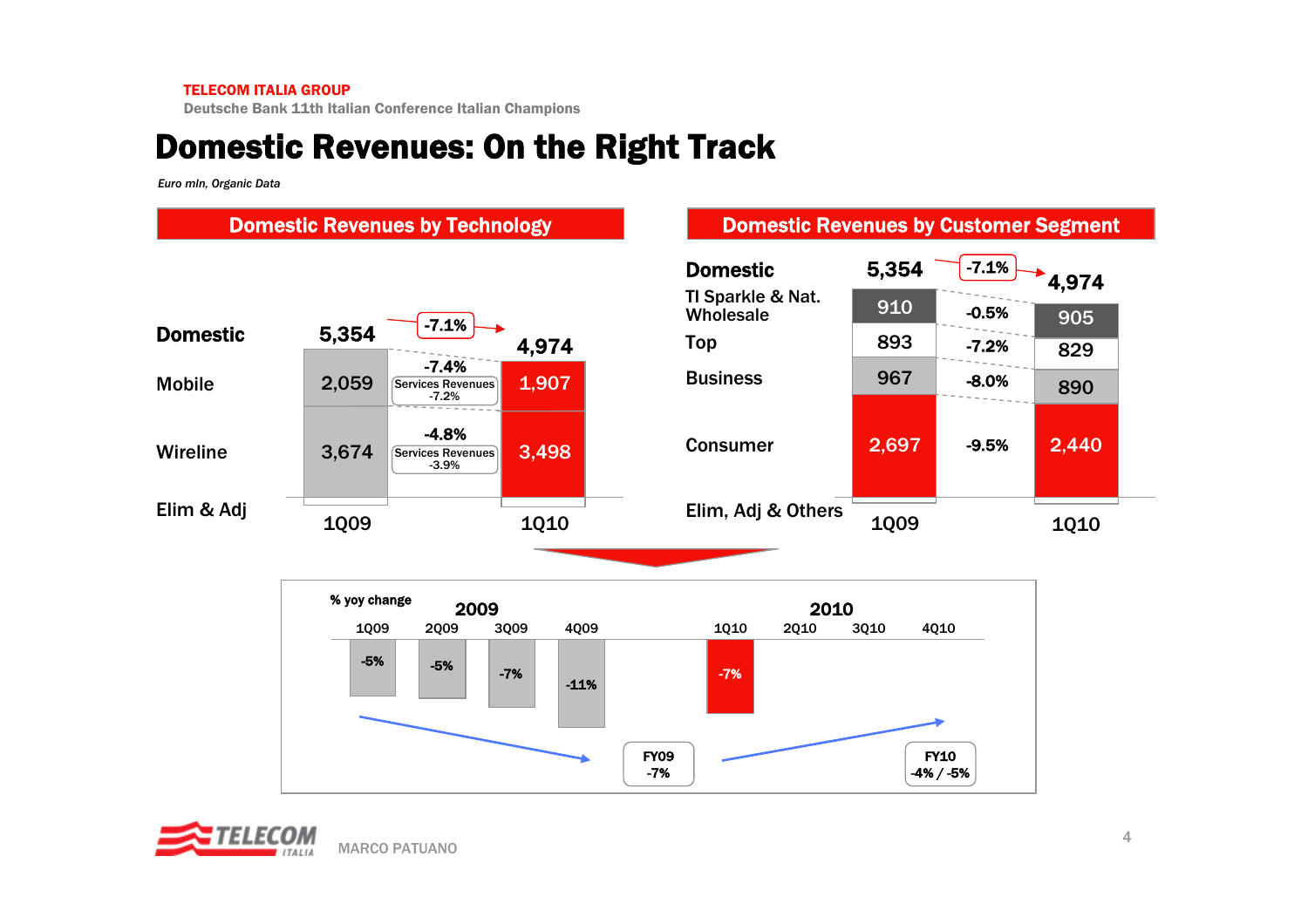# Domestic Revenues: On the Right Track

*Euro mln, Organic Data*

## Domestic Revenues by Technology

| | 1Q09 | Change | 1Q10 |
|---|---|---|---|
| Domestic | 5,354 | -7.1% | 4,974 |
| Mobile | 2,059 | -7.4% (Services Revenues -7.2%) | 1,907 |
| Wireline | 3,674 | -4.8% (Services Revenues -3.9%) | 3,498 |
| Elim & Adj | | | |

## Domestic Revenues by Customer Segment

| | 1Q09 | Change | 1Q10 |
|---|---|---|---|
| Domestic | 5,354 | -7.1% | 4,974 |
| TI Sparkle & Nat. Wholesale | 910 | -0.5% | 905 |
| Top | 893 | -7.2% | 829 |
| Business | 967 | -8.0% | 890 |
| Consumer | 2,697 | -9.5% | 2,440 |
| Elim, Adj & Others | | | |

## % yoy change

| 2009 | | | | 2010 | | | |
|---|---|---|---|---|---|---|---|
| 1Q09 | 2Q09 | 3Q09 | 4Q09 | 1Q10 | 2Q10 | 3Q10 | 4Q10 |
| -5% | -5% | -7% | -11% | -7% | | | |

FY09 -7%

FY10 -4% / -5%

MARCO PATUANO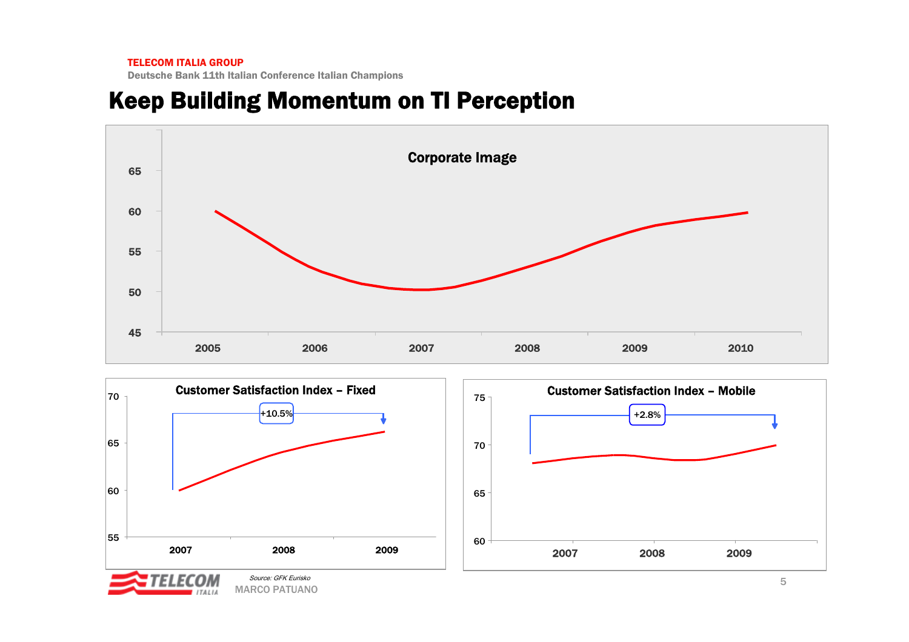# Keep Building Momentum on TI Perception

**Corporate Image**

65
60
55
50
45

2005 2006 2007 2008 2009 2010

**Customer Satisfaction Index – Fixed**

70
65
60
55

+10.5%

2007 2008 2009

**Customer Satisfaction Index – Mobile**

75
70
65
60

+2.8%

2007 2008 2009

*Source: GFK Eurisko*

MARCO PATUANO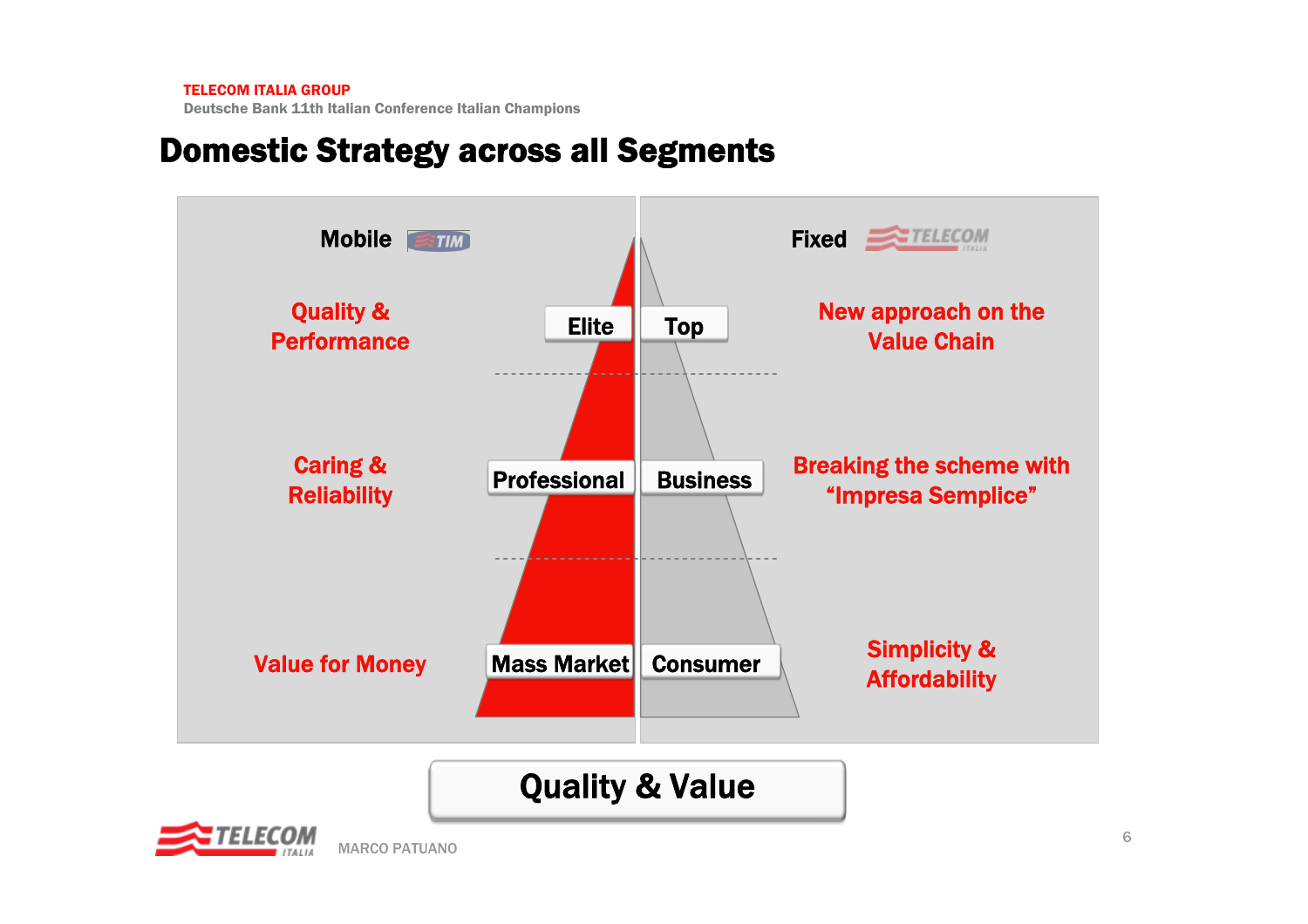# Domestic Strategy across all Segments

**Mobile**

Quality & Performance

Caring & Reliability

Value for Money

Elite

Professional

Mass Market

**Fixed**

Top

Business

Consumer

New approach on the Value Chain

Breaking the scheme with "Impresa Semplice"

Simplicity & Affordability

**Quality & Value**

MARCO PATUANO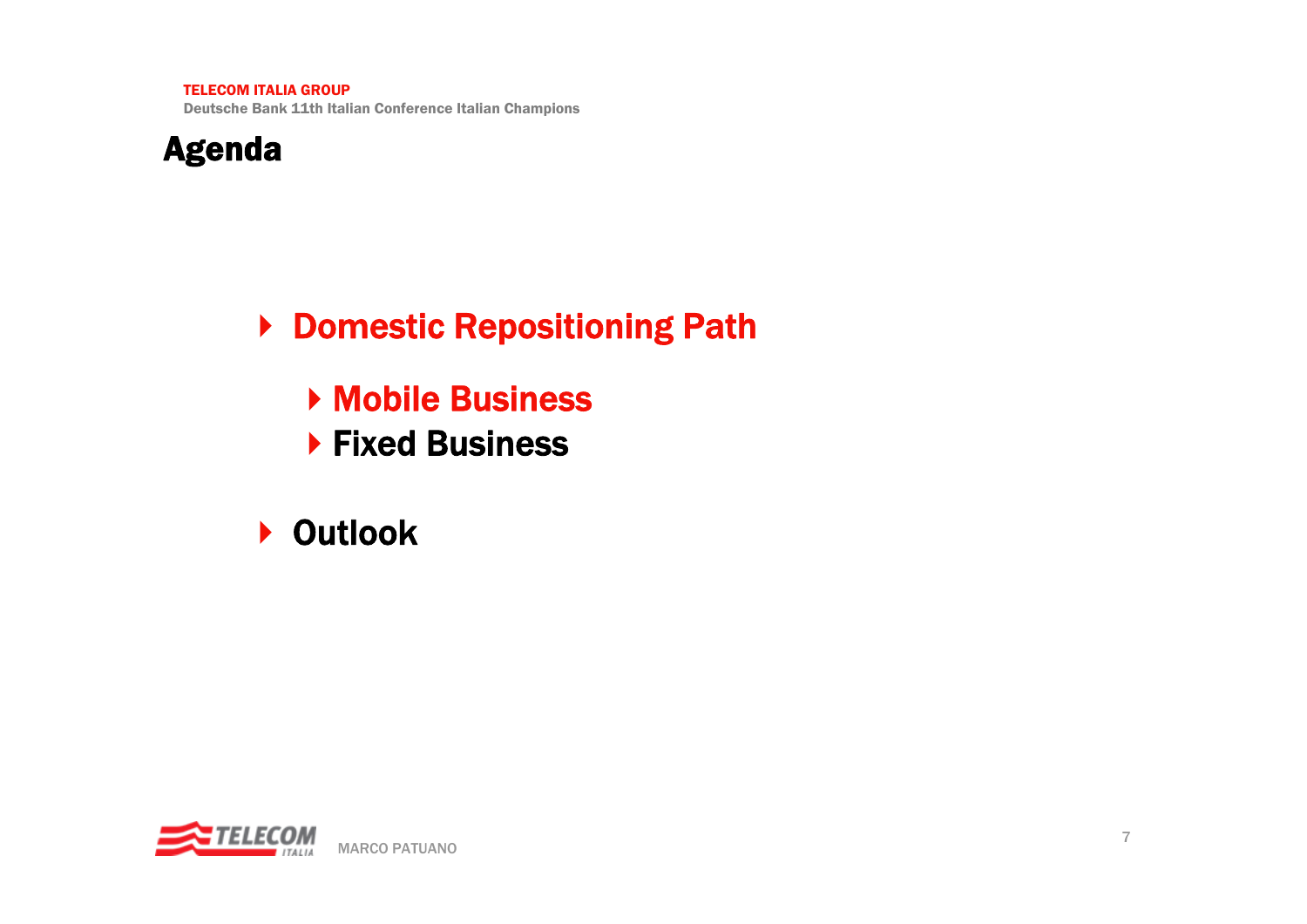# Agenda

- Domestic Repositioning Path
  - Mobile Business
  - Fixed Business
- Outlook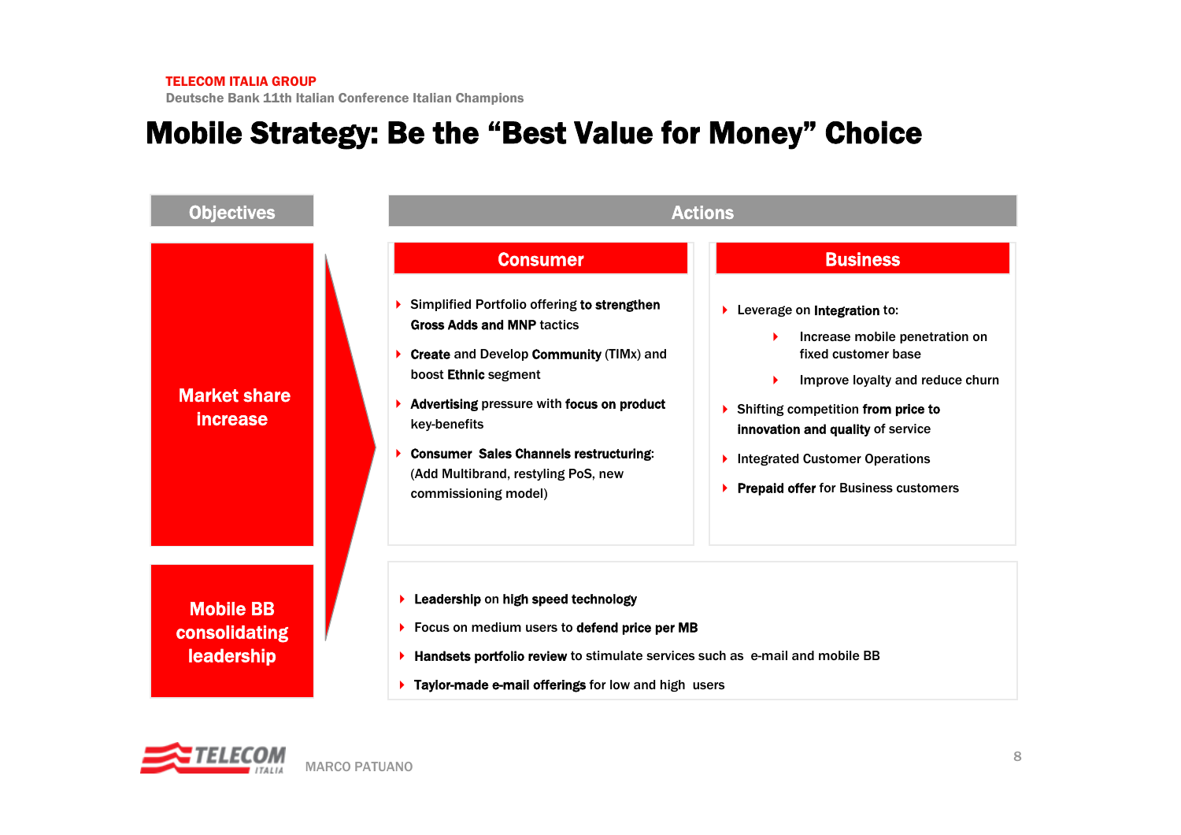# Mobile Strategy: Be the "Best Value for Money" Choice

## Objectives

**Market share increase**

**Mobile BB consolidating leadership**

## Actions

### Consumer

- Simplified Portfolio offering **to strengthen Gross Adds and MNP** tactics
- **Create** and Develop **Community** (TIMx) and boost **Ethnic** segment
- **Advertising** pressure with **focus on product** key-benefits
- **Consumer Sales Channels restructuring**: (Add Multibrand, restyling PoS, new commissioning model)

### Business

- Leverage on **Integration** to:
  - Increase mobile penetration on fixed customer base
  - Improve loyalty and reduce churn
- Shifting competition **from price to innovation and quality** of service
- Integrated Customer Operations
- **Prepaid offer** for Business customers

### Mobile BB

- **Leadership** on **high speed technology**
- Focus on medium users to **defend price per MB**
- **Handsets portfolio review** to stimulate services such as e-mail and mobile BB
- **Taylor-made e-mail offerings** for low and high users

MARCO PATUANO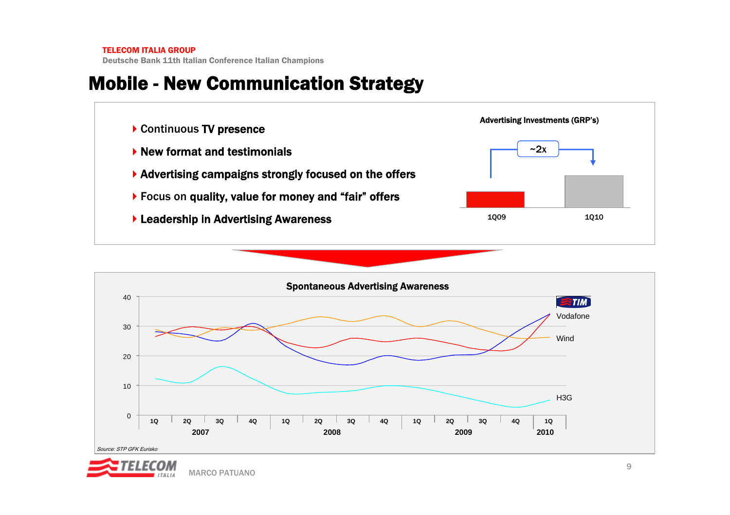# Mobile - New Communication Strategy

- Continuous TV presence
- New format and testimonials
- Advertising campaigns strongly focused on the offers
- Focus on quality, value for money and "fair" offers
- Leadership in Advertising Awareness

**Advertising Investments (GRP's)**

~2x

1Q09

1Q10

**Spontaneous Advertising Awareness**

40
30
20
10
0

1Q 2Q 3Q 4Q
2007
1Q 2Q 3Q 4Q
2008
1Q 2Q 3Q 4Q
2009
1Q
2010

TIM
Vodafone
Wind
H3G

*Source: STP GFK Eurisko*

MARCO PATUANO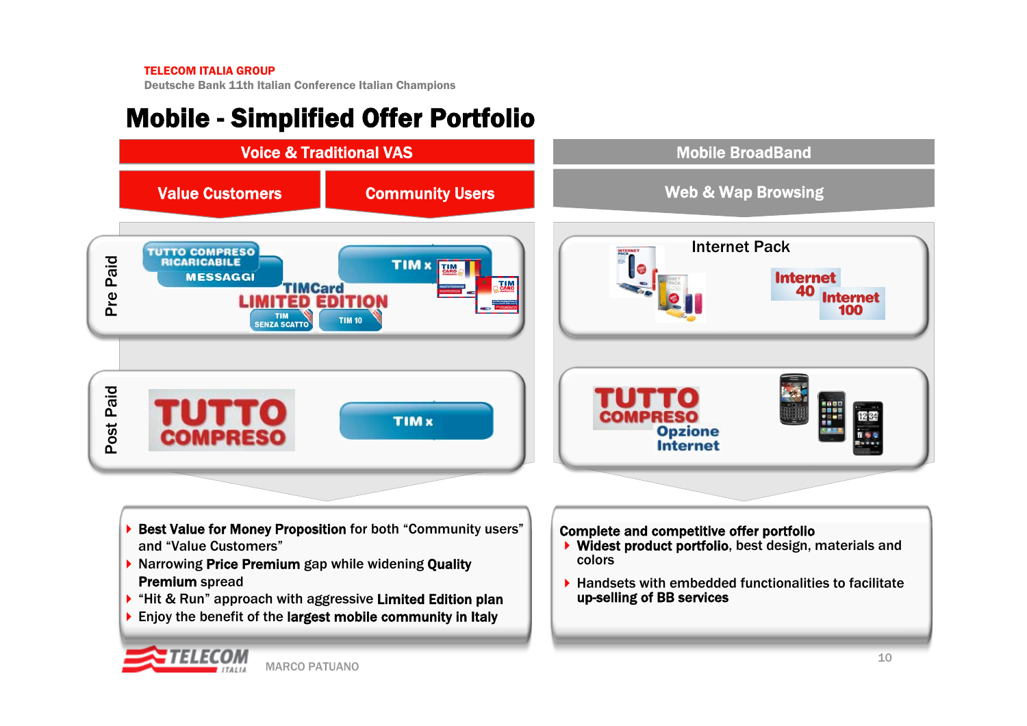# Mobile - Simplified Offer Portfolio

| | Voice & Traditional VAS | | Mobile BroadBand |
|---|---|---|---|
| | **Value Customers** | **Community Users** | **Web & Wap Browsing** |
| **Pre Paid** | TUTTO COMPRESO RICARICABILE MESSAGGI; TIMCard LIMITED EDITION; TIM SENZA SCATTO | TIM x; TIM 10 | Internet Pack: Internet 40, Internet 100 |
| **Post Paid** | TUTTO COMPRESO | TIM x | TUTTO COMPRESO Opzione Internet |

- **Best Value for Money Proposition** for both "Community users" and "Value Customers"
- Narrowing **Price Premium** gap while widening **Quality Premium** spread
- "Hit & Run" approach with aggressive **Limited Edition plan**
- Enjoy the benefit of the **largest mobile community in Italy**

**Complete and competitive offer portfolio**

- **Widest product portfolio**, best design, materials and colors
- Handsets with embedded functionalities to facilitate **up-selling of BB services**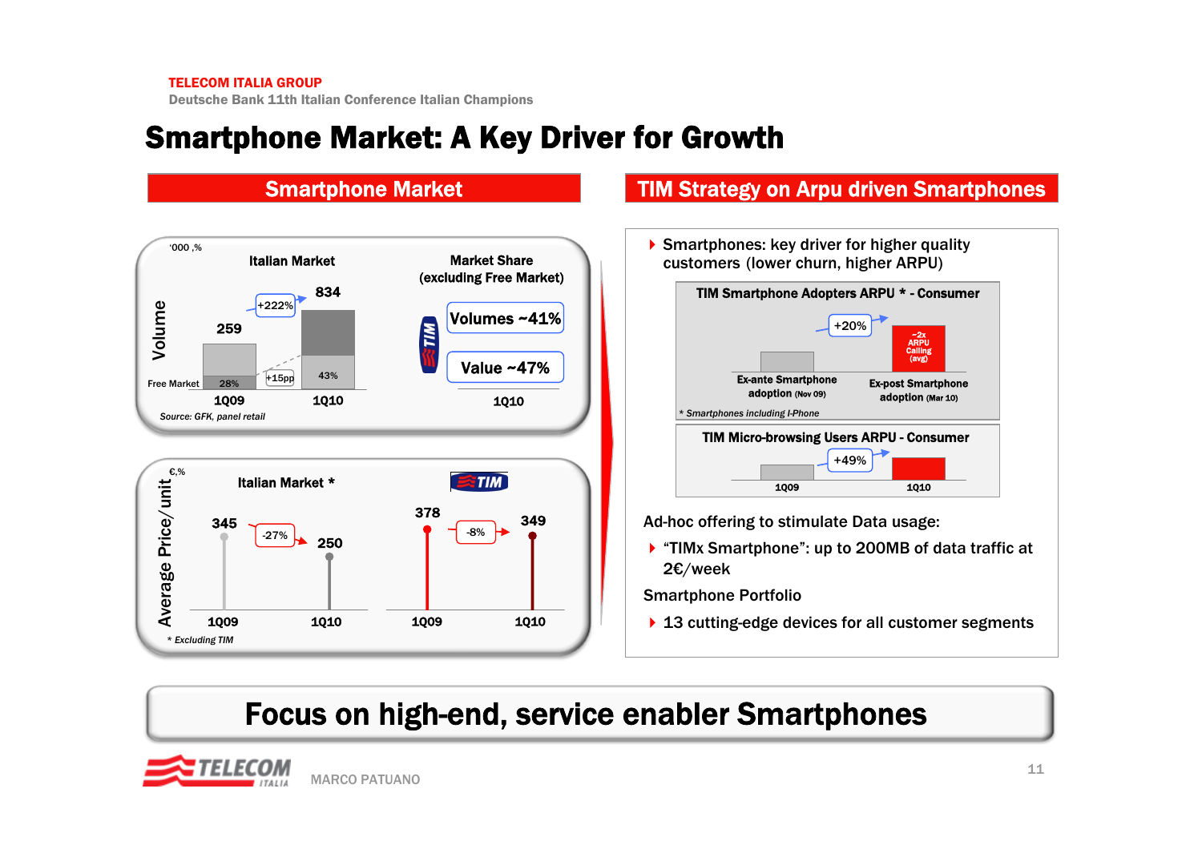# Smartphone Market: A Key Driver for Growth

## Smartphone Market

'000 ,%

Volume

Italian Market

834

+222%

259

Free Market 28%

+15pp

43%

1Q09 1Q10

Market Share (excluding Free Market)

TIM

Volumes ~41%

Value ~47%

1Q10

Source: GFK, panel retail

€,%

Average Price/unit

Italian Market *

345

-27%

250

1Q09 1Q10

TIM

378

-8%

349

1Q09 1Q10

* Excluding TIM

## TIM Strategy on Arpu driven Smartphones

- Smartphones: key driver for higher quality customers (lower churn, higher ARPU)

TIM Smartphone Adopters ARPU * - Consumer

+20%

~2x ARPU Calling (avg)

Ex-ante Smartphone adoption (Nov 09)

Ex-post Smartphone adoption (Mar 10)

* Smartphones including I-Phone

TIM Micro-browsing Users ARPU - Consumer

+49%

1Q09 1Q10

Ad-hoc offering to stimulate Data usage:

- “TIMx Smartphone”: up to 200MB of data traffic at 2€/week

Smartphone Portfolio

- 13 cutting-edge devices for all customer segments

**Focus on high-end, service enabler Smartphones**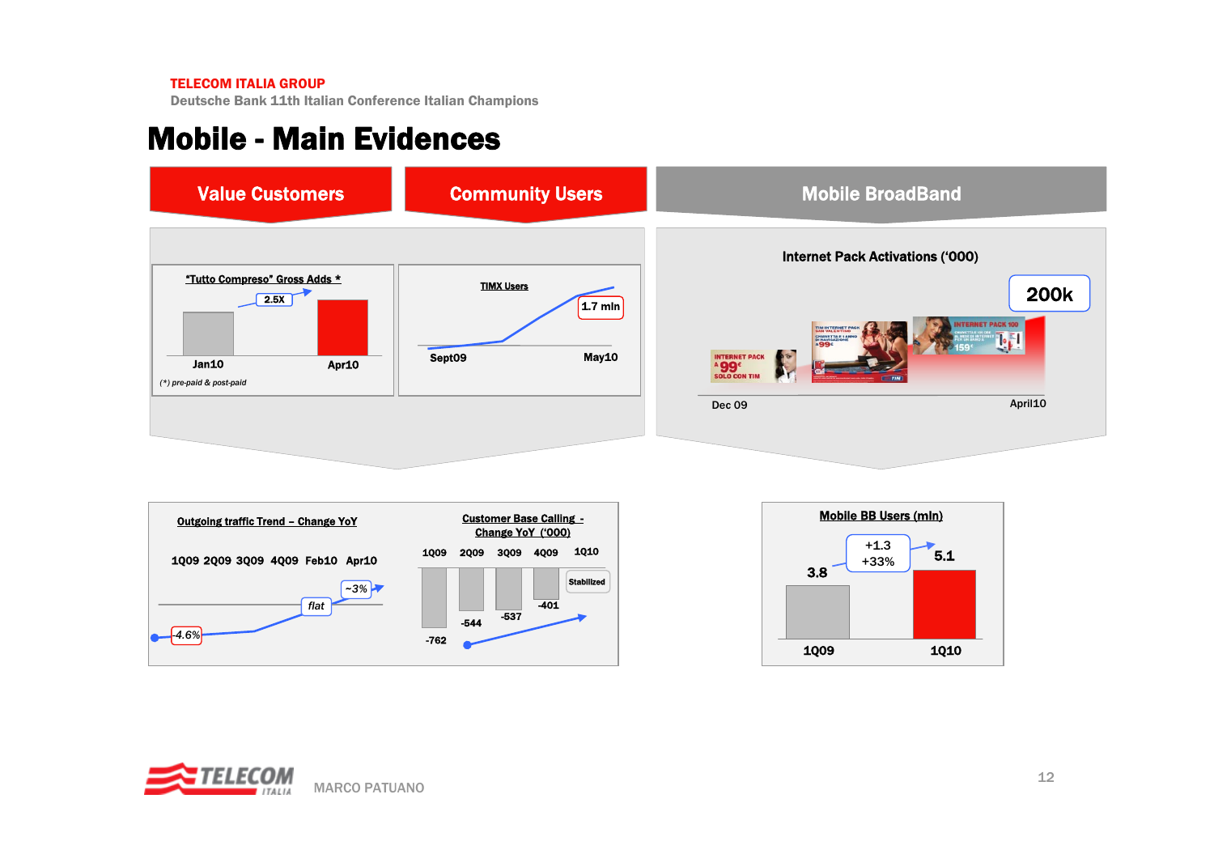TELECOM ITALIA GROUP

Deutsche Bank 11th Italian Conference Italian Champions

# Mobile - Main Evidences

## Value Customers

"Tutto Compreso" Gross Adds *

2.5X

Jan10

Apr10

(*) pre-paid & post-paid

## Community Users

TIMX Users

1.7 mln

Sept09

May10

## Mobile BroadBand

Internet Pack Activations ('000)

200k

Dec 09

April10

Outgoing traffic Trend – Change YoY

1Q09 2Q09 3Q09 4Q09 Feb10 Apr10

-4.6%

flat

~3%

Customer Base Calling - Change YoY ('000)

1Q09 2Q09 3Q09 4Q09 1Q10

-762

-544

-537

-401

Stabilized

Mobile BB Users (mln)

3.8

5.1

+1.3

+33%

1Q09

1Q10

MARCO PATUANO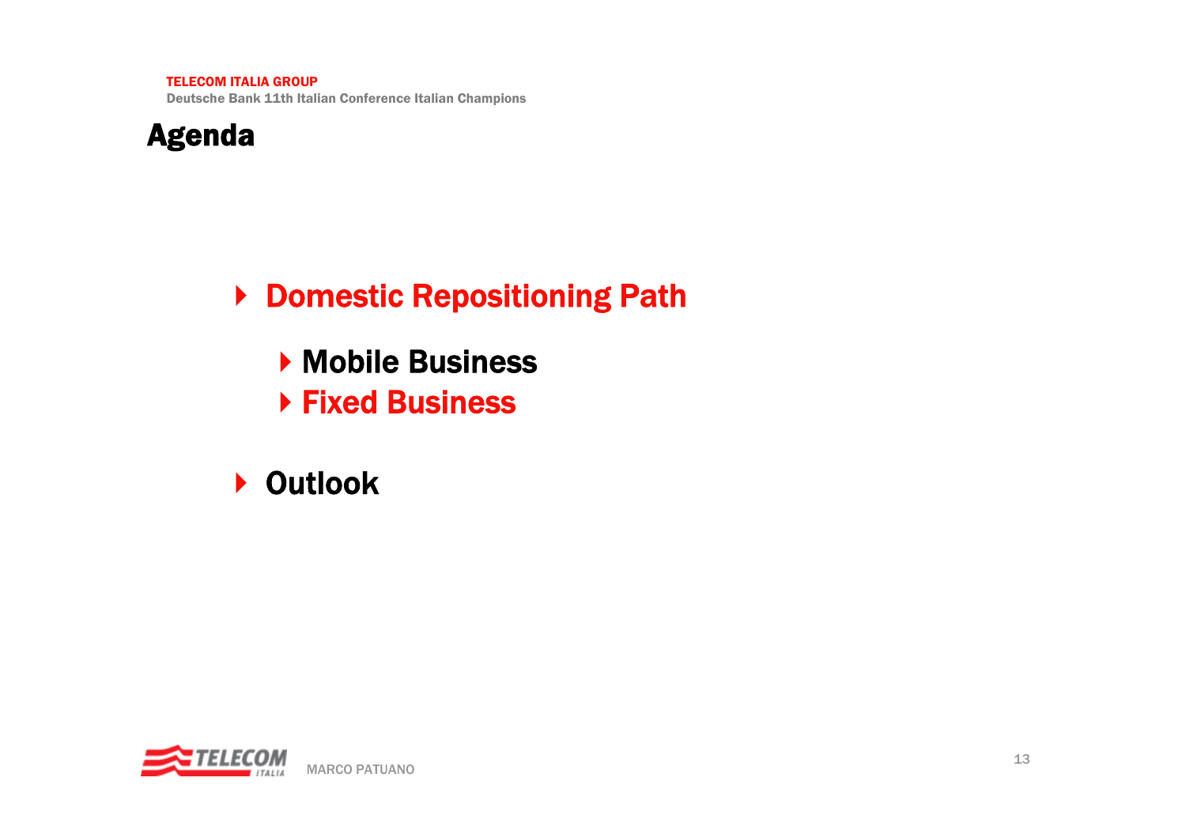# Agenda

- Domestic Repositioning Path
  - Mobile Business
  - Fixed Business
- Outlook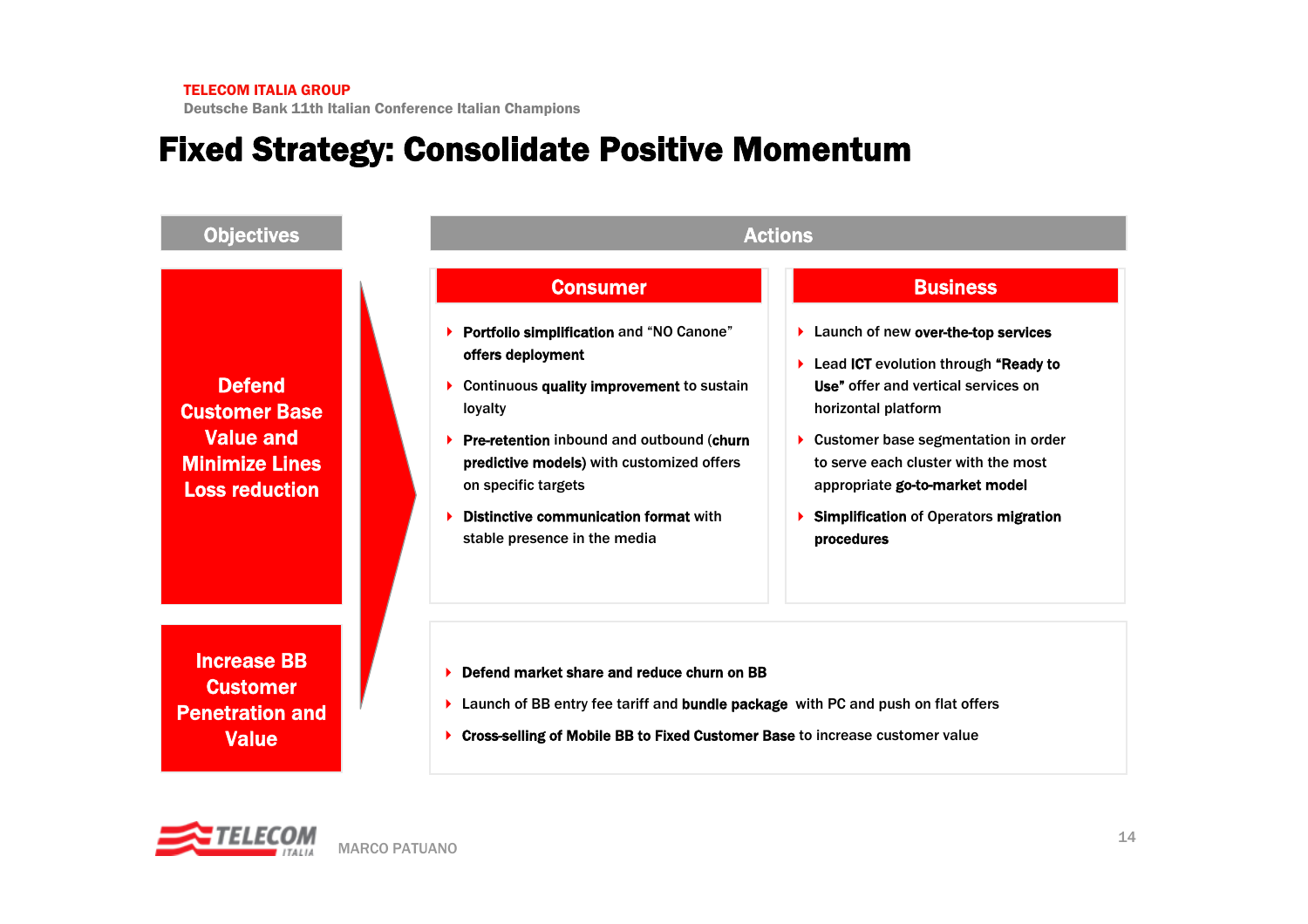# Fixed Strategy: Consolidate Positive Momentum

## Objectives

**Defend Customer Base Value and Minimize Lines Loss reduction**

## Actions

### Consumer

- **Portfolio simplification** and “NO Canone” **offers deployment**
- Continuous **quality improvement** to sustain loyalty
- **Pre-retention** inbound and outbound (**churn predictive models)** with customized offers on specific targets
- **Distinctive communication format** with stable presence in the media

### Business

- Launch of new **over-the-top services**
- Lead **ICT** evolution through **“Ready to Use”** offer and vertical services on horizontal platform
- Customer base segmentation in order to serve each cluster with the most appropriate **go-to-market model**
- **Simplification** of Operators **migration procedures**

## Objectives

**Increase BB Customer Penetration and Value**

## Actions

- **Defend market share and reduce churn on BB**
- Launch of BB entry fee tariff and **bundle package** with PC and push on flat offers
- **Cross-selling of Mobile BB to Fixed Customer Base** to increase customer value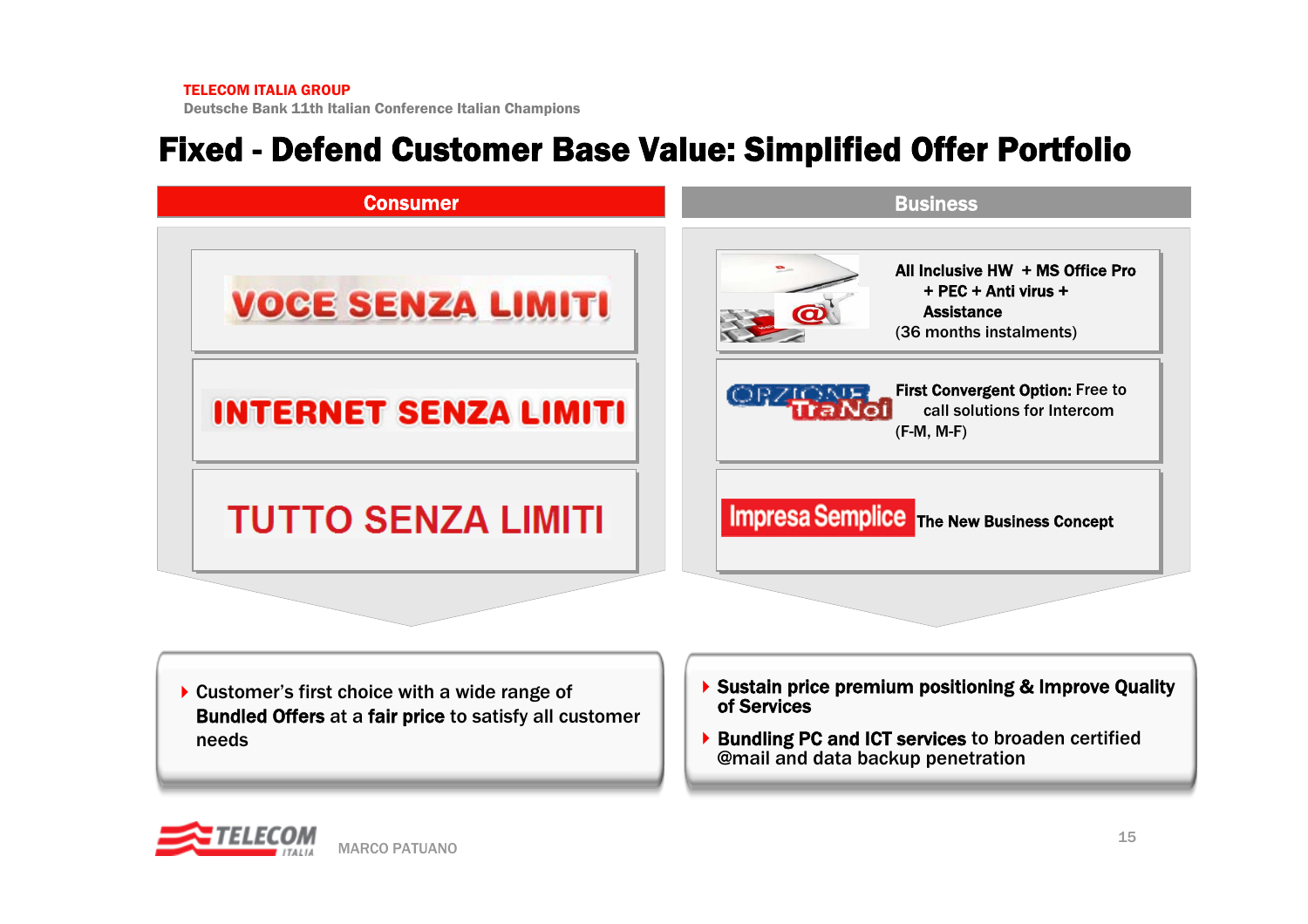# Fixed - Defend Customer Base Value: Simplified Offer Portfolio

## Consumer

- VOCE SENZA LIMITI
- INTERNET SENZA LIMITI
- TUTTO SENZA LIMITI

- Customer's first choice with a wide range of **Bundled Offers** at a **fair price** to satisfy all customer needs

## Business

- **All Inclusive HW + MS Office Pro + PEC + Anti virus + Assistance** (36 months instalments)
- OPZIONE TraNoi – **First Convergent Option:** Free to call solutions for Intercom (F-M, M-F)
- Impresa Semplice – **The New Business Concept**

- **Sustain price premium positioning & Improve Quality of Services**
- **Bundling PC and ICT services** to broaden certified @mail and data backup penetration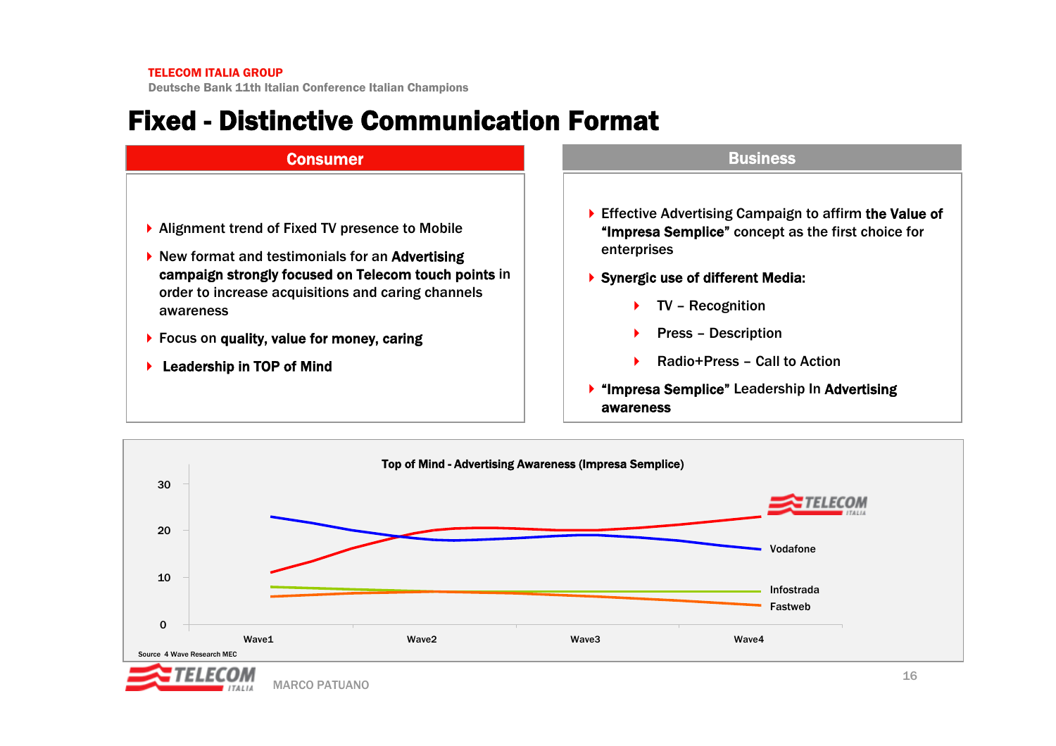# Fixed - Distinctive Communication Format

## Consumer

- Alignment trend of Fixed TV presence to Mobile
- New format and testimonials for an **Advertising campaign strongly focused on Telecom touch points** in order to increase acquisitions and caring channels awareness
- Focus on **quality, value for money, caring**
- **Leadership in TOP of Mind**

## Business

- Effective Advertising Campaign to affirm **the Value of "Impresa Semplice"** concept as the first choice for enterprises
- **Synergic use of different Media:**
  - TV – Recognition
  - Press – Description
  - Radio+Press – Call to Action
- **"Impresa Semplice"** Leadership In **Advertising awareness**

**Top of Mind - Advertising Awareness (Impresa Semplice)**

30
20
10
0

Wave1
Wave2
Wave3
Wave4

TELECOM ITALIA
Vodafone
Infostrada
Fastweb

Source 4 Wave Research MEC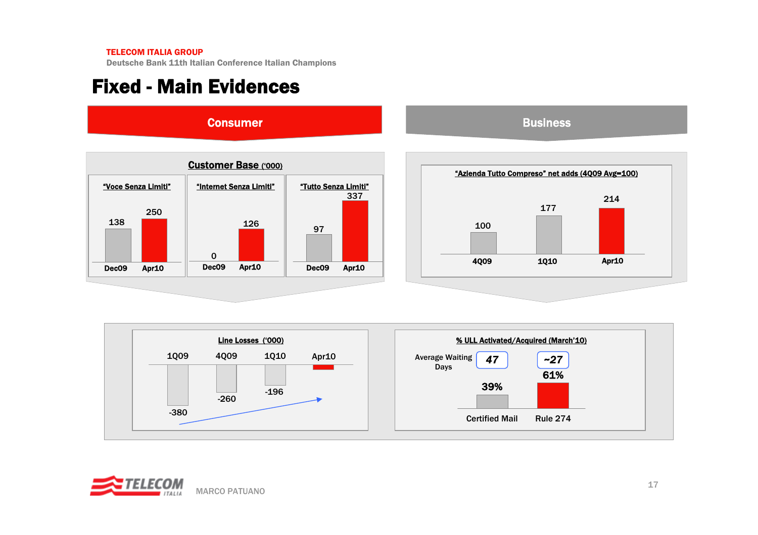# Fixed - Main Evidences

## Consumer

**Customer Base** ('000)

"Voce Senza Limiti"

138
250
Dec09
Apr10

"Internet Senza Limiti"

0
126
Dec09
Apr10

"Tutto Senza Limiti"

97
337
Dec09
Apr10

## Business

"Azienda Tutto Compreso" net adds (4Q09 Avg=100)

100
177
214
4Q09
1Q10
Apr10

**Line Losses** ('000)

1Q09
4Q09
1Q10
Apr10
-380
-260
-196

**% ULL Activated/Acquired (March'10)**

Average Waiting Days
47
~27
39%
61%
Certified Mail
Rule 274

MARCO PATUANO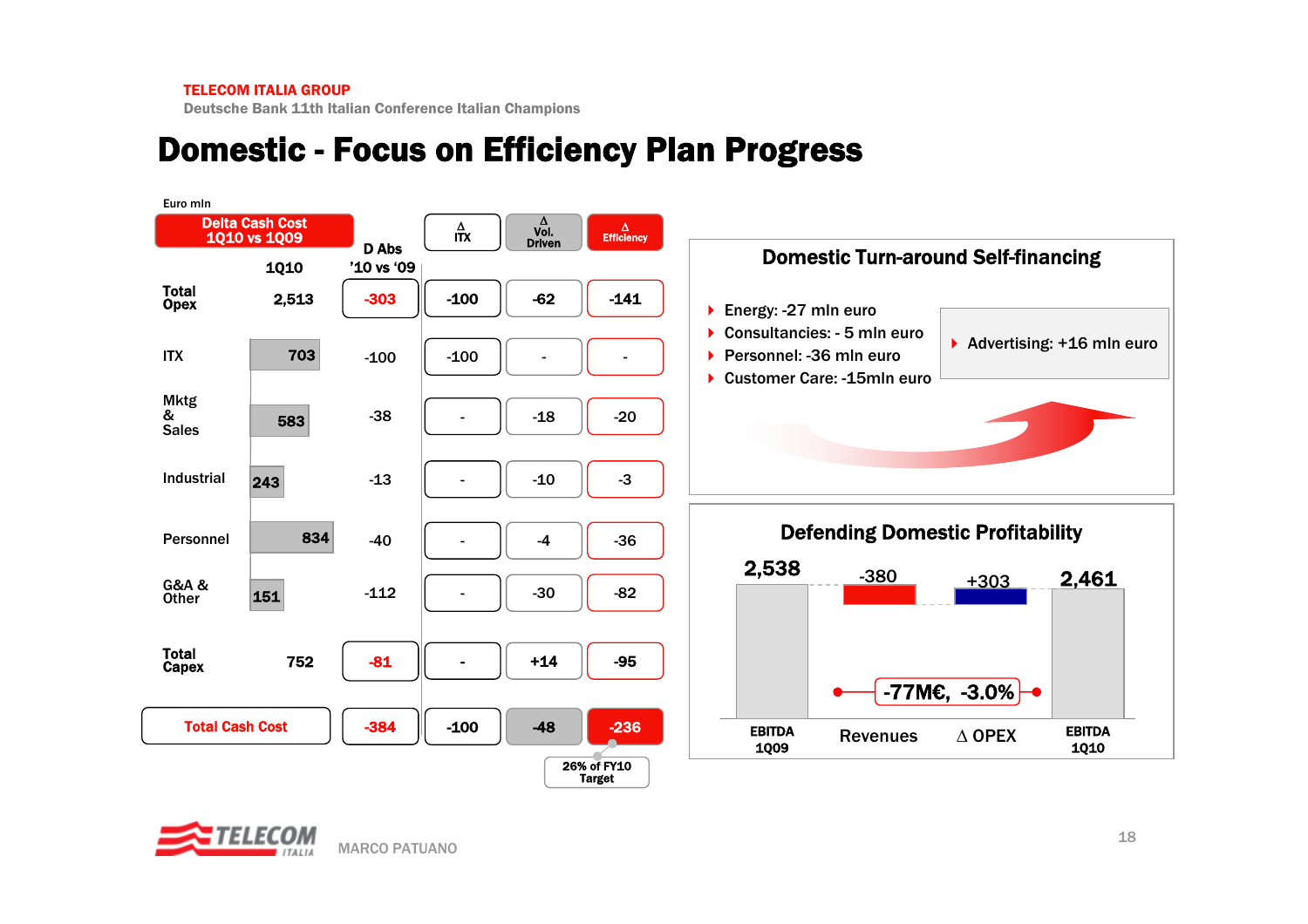# Domestic - Focus on Efficiency Plan Progress

Euro mln

| Delta Cash Cost 1Q10 vs 1Q09 | 1Q10 | D Abs '10 vs '09 | Δ ITX | Δ Vol. Driven | Δ Efficiency |
|---|---|---|---|---|---|
| Total Opex | 2,513 | -303 | -100 | -62 | -141 |
| ITX | 703 | -100 | -100 | - | - |
| Mktg & Sales | 583 | -38 | - | -18 | -20 |
| Industrial | 243 | -13 | - | -10 | -3 |
| Personnel | 834 | -40 | - | -4 | -36 |
| G&A & Other | 151 | -112 | - | -30 | -82 |
| Total Capex | 752 | -81 | - | +14 | -95 |
| Total Cash Cost | | -384 | -100 | -48 | -236 |

26% of FY10 Target

## Domestic Turn-around Self-financing

- Energy: -27 mln euro
- Consultancies: - 5 mln euro
- Personnel: -36 mln euro
- Customer Care: -15mln euro

- Advertising: +16 mln euro

## Defending Domestic Profitability

EBITDA 1Q09: 2,538
Revenues: -380
Δ OPEX: +303
EBITDA 1Q10: 2,461

-77M€, -3.0%

MARCO PATUANO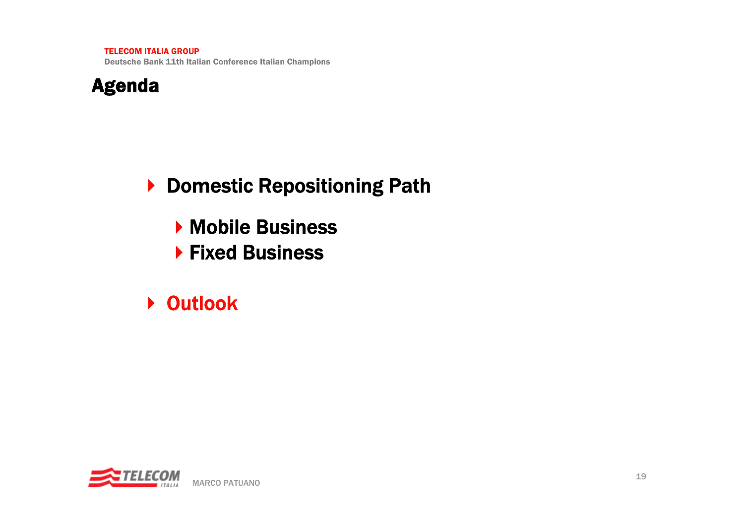# Agenda

- Domestic Repositioning Path
  - Mobile Business
  - Fixed Business
- Outlook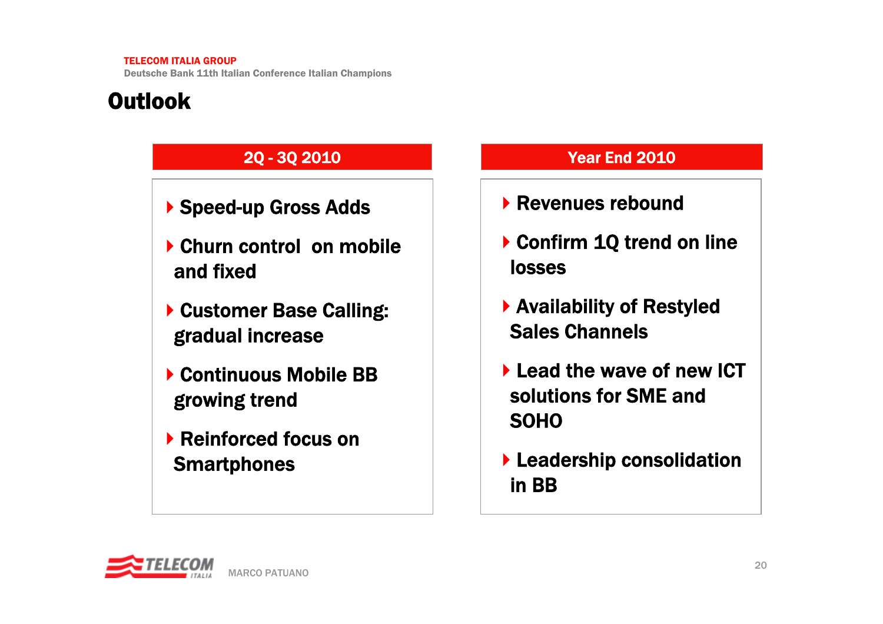# Outlook

## 2Q - 3Q 2010

- Speed-up Gross Adds
- Churn control on mobile and fixed
- Customer Base Calling: gradual increase
- Continuous Mobile BB growing trend
- Reinforced focus on Smartphones

## Year End 2010

- Revenues rebound
- Confirm 1Q trend on line losses
- Availability of Restyled Sales Channels
- Lead the wave of new ICT solutions for SME and SOHO
- Leadership consolidation in BB